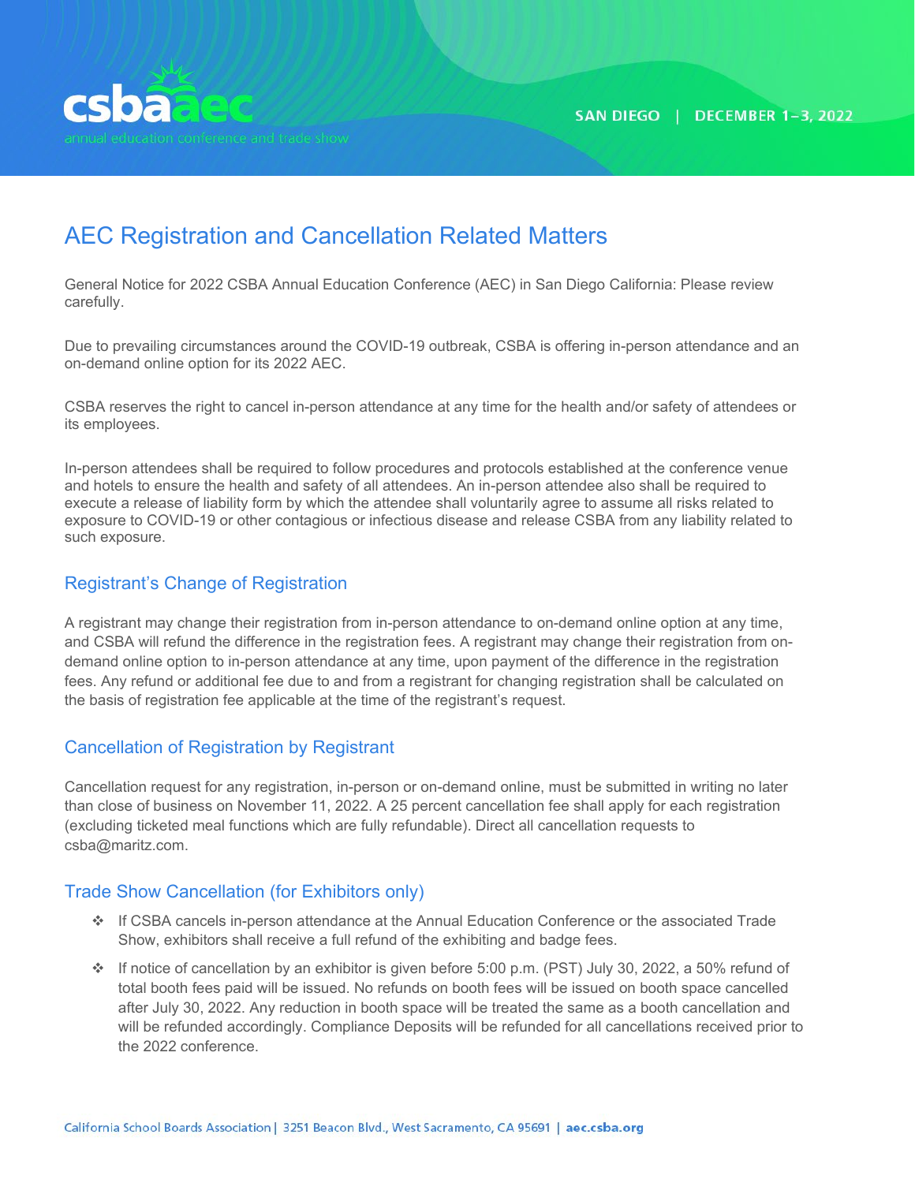csbaaec
annual education conference and trade show

SAN DIEGO | DECEMBER 1–3, 2022

# AEC Registration and Cancellation Related Matters

General Notice for 2022 CSBA Annual Education Conference (AEC) in San Diego California: Please review carefully.

Due to prevailing circumstances around the COVID-19 outbreak, CSBA is offering in-person attendance and an on-demand online option for its 2022 AEC.

CSBA reserves the right to cancel in-person attendance at any time for the health and/or safety of attendees or its employees.

In-person attendees shall be required to follow procedures and protocols established at the conference venue and hotels to ensure the health and safety of all attendees. An in-person attendee also shall be required to execute a release of liability form by which the attendee shall voluntarily agree to assume all risks related to exposure to COVID-19 or other contagious or infectious disease and release CSBA from any liability related to such exposure.

## Registrant's Change of Registration

A registrant may change their registration from in-person attendance to on-demand online option at any time, and CSBA will refund the difference in the registration fees. A registrant may change their registration from on-demand online option to in-person attendance at any time, upon payment of the difference in the registration fees. Any refund or additional fee due to and from a registrant for changing registration shall be calculated on the basis of registration fee applicable at the time of the registrant's request.

## Cancellation of Registration by Registrant

Cancellation request for any registration, in-person or on-demand online, must be submitted in writing no later than close of business on November 11, 2022. A 25 percent cancellation fee shall apply for each registration (excluding ticketed meal functions which are fully refundable). Direct all cancellation requests to csba@maritz.com.

## Trade Show Cancellation (for Exhibitors only)

- If CSBA cancels in-person attendance at the Annual Education Conference or the associated Trade Show, exhibitors shall receive a full refund of the exhibiting and badge fees.
- If notice of cancellation by an exhibitor is given before 5:00 p.m. (PST) July 30, 2022, a 50% refund of total booth fees paid will be issued. No refunds on booth fees will be issued on booth space cancelled after July 30, 2022. Any reduction in booth space will be treated the same as a booth cancellation and will be refunded accordingly. Compliance Deposits will be refunded for all cancellations received prior to the 2022 conference.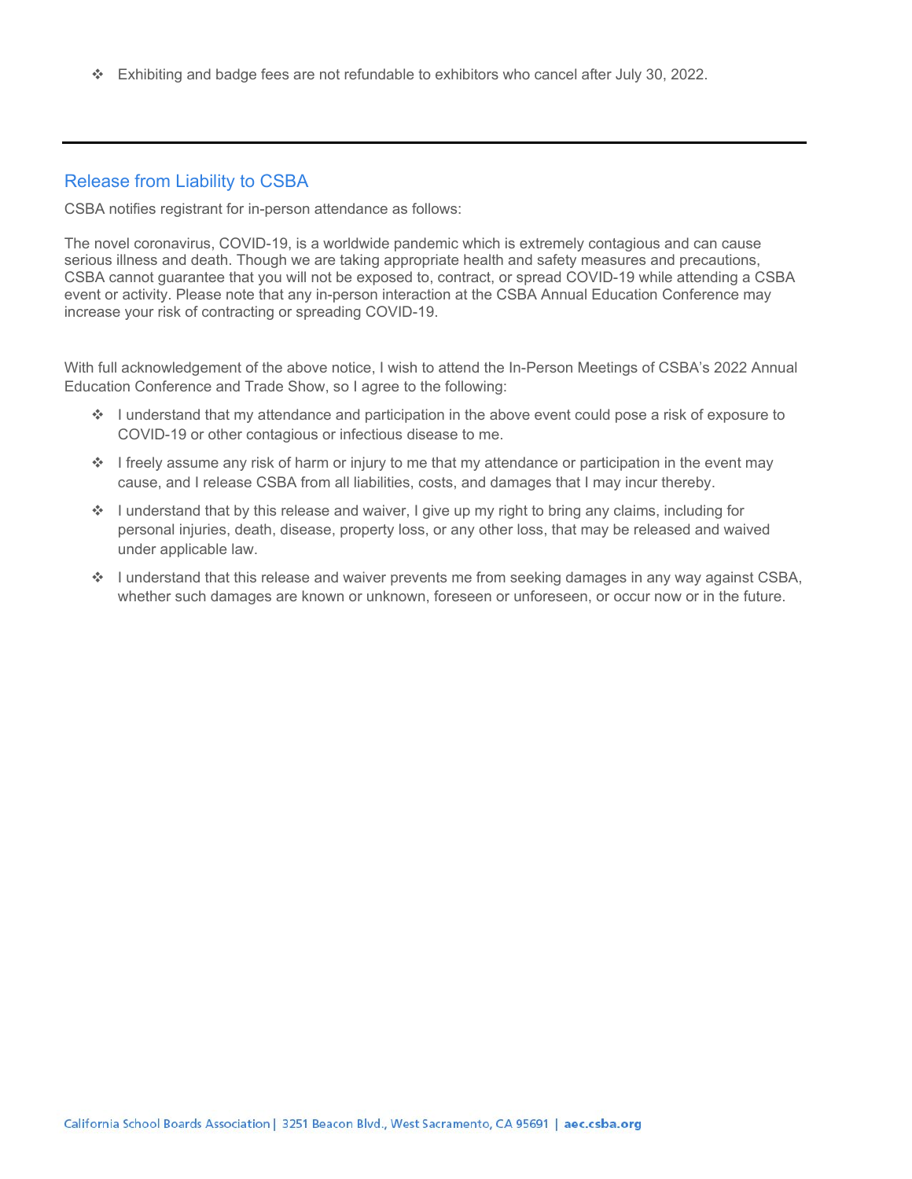- Exhibiting and badge fees are not refundable to exhibitors who cancel after July 30, 2022.

---

## Release from Liability to CSBA

CSBA notifies registrant for in-person attendance as follows:

The novel coronavirus, COVID-19, is a worldwide pandemic which is extremely contagious and can cause serious illness and death. Though we are taking appropriate health and safety measures and precautions, CSBA cannot guarantee that you will not be exposed to, contract, or spread COVID-19 while attending a CSBA event or activity. Please note that any in-person interaction at the CSBA Annual Education Conference may increase your risk of contracting or spreading COVID-19.

With full acknowledgement of the above notice, I wish to attend the In-Person Meetings of CSBA's 2022 Annual Education Conference and Trade Show, so I agree to the following:

- I understand that my attendance and participation in the above event could pose a risk of exposure to COVID-19 or other contagious or infectious disease to me.
- I freely assume any risk of harm or injury to me that my attendance or participation in the event may cause, and I release CSBA from all liabilities, costs, and damages that I may incur thereby.
- I understand that by this release and waiver, I give up my right to bring any claims, including for personal injuries, death, disease, property loss, or any other loss, that may be released and waived under applicable law.
- I understand that this release and waiver prevents me from seeking damages in any way against CSBA, whether such damages are known or unknown, foreseen or unforeseen, or occur now or in the future.